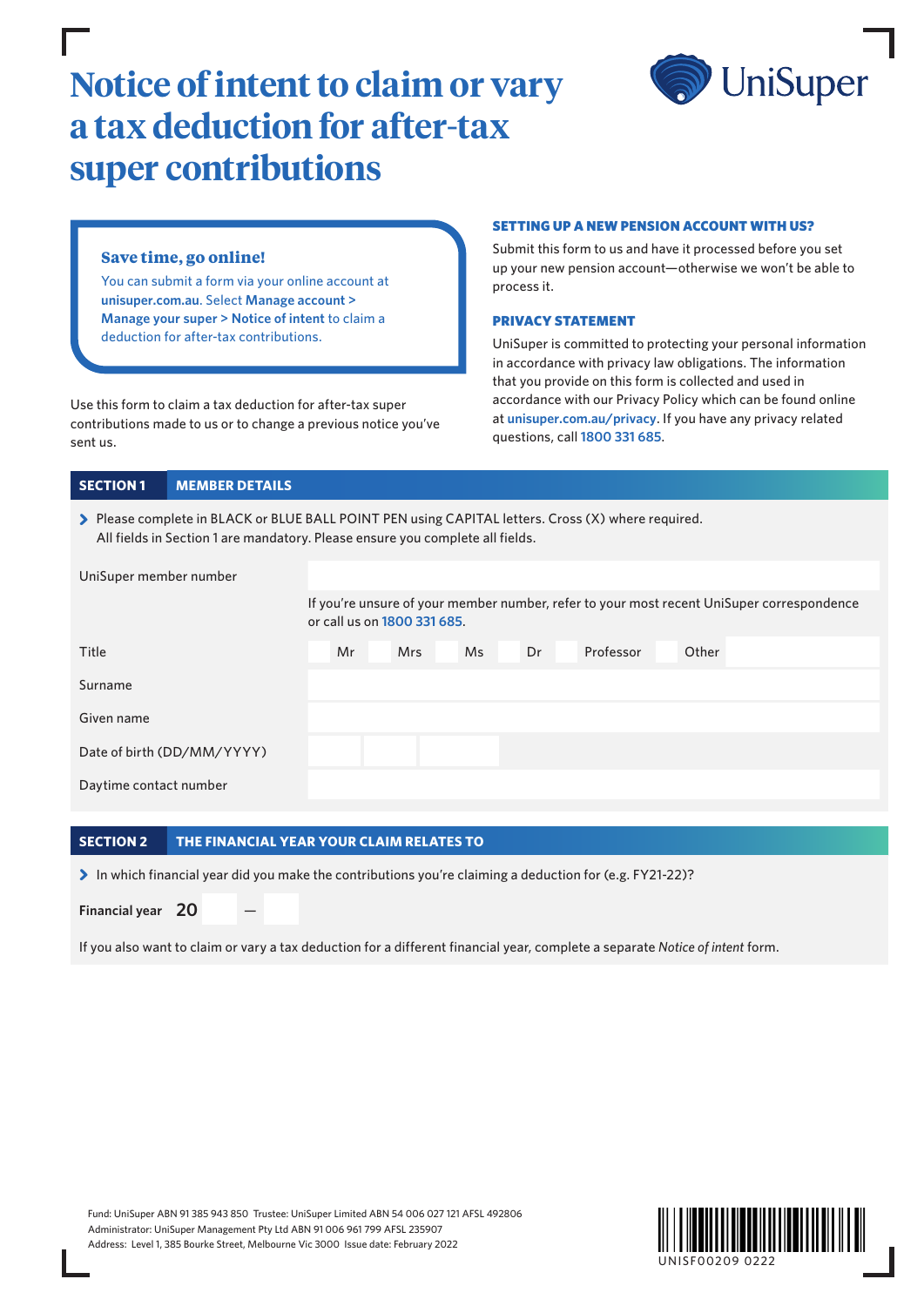# Notice of intent to claim or vary a tax deduction for after-tax super contributions

UniSuper

**Save time, go online!**

You can submit a form via your online account at **unisuper.com.au**. Select **Manage account > Manage your super > Notice of intent** to claim a deduction for after-tax contributions.

Use this form to claim a tax deduction for after-tax super contributions made to us or to change a previous notice you've sent us.

### SETTING UP A NEW PENSION ACCOUNT WITH US?

Submit this form to us and have it processed before you set up your new pension account—otherwise we won't be able to process it.

### PRIVACY STATEMENT

UniSuper is committed to protecting your personal information in accordance with privacy law obligations. The information that you provide on this form is collected and used in accordance with our Privacy Policy which can be found online at **unisuper.com.au/privacy**. If you have any privacy related questions, call **1800 331 685**.

## SECTION 1 MEMBER DETAILS

> Please complete in BLACK or BLUE BALL POINT PEN using CAPITAL letters. Cross (X) where required. All fields in Section 1 are mandatory. Please ensure you complete all fields.

UniSuper member number

If you're unsure of your member number, refer to your most recent UniSuper correspondence or call us on **1800 331 685**.

Title ☐ Mr ☐ Mrs ☐ Ms ☐ Dr ☐ Professor ☐ Other

Surname

Given name

Date of birth (DD/MM/YYYY)

Daytime contact number

## SECTION 2 THE FINANCIAL YEAR YOUR CLAIM RELATES TO

> In which financial year did you make the contributions you're claiming a deduction for (e.g. FY21-22)?

**Financial year** 20 ___ – ___

If you also want to claim or vary a tax deduction for a different financial year, complete a separate *Notice of intent* form.

Fund: UniSuper ABN 91 385 943 850 Trustee: UniSuper Limited ABN 54 006 027 121 AFSL 492806
Administrator: UniSuper Management Pty Ltd ABN 91 006 961 799 AFSL 235907
Address: Level 1, 385 Bourke Street, Melbourne Vic 3000 Issue date: February 2022

UNISF00209 0222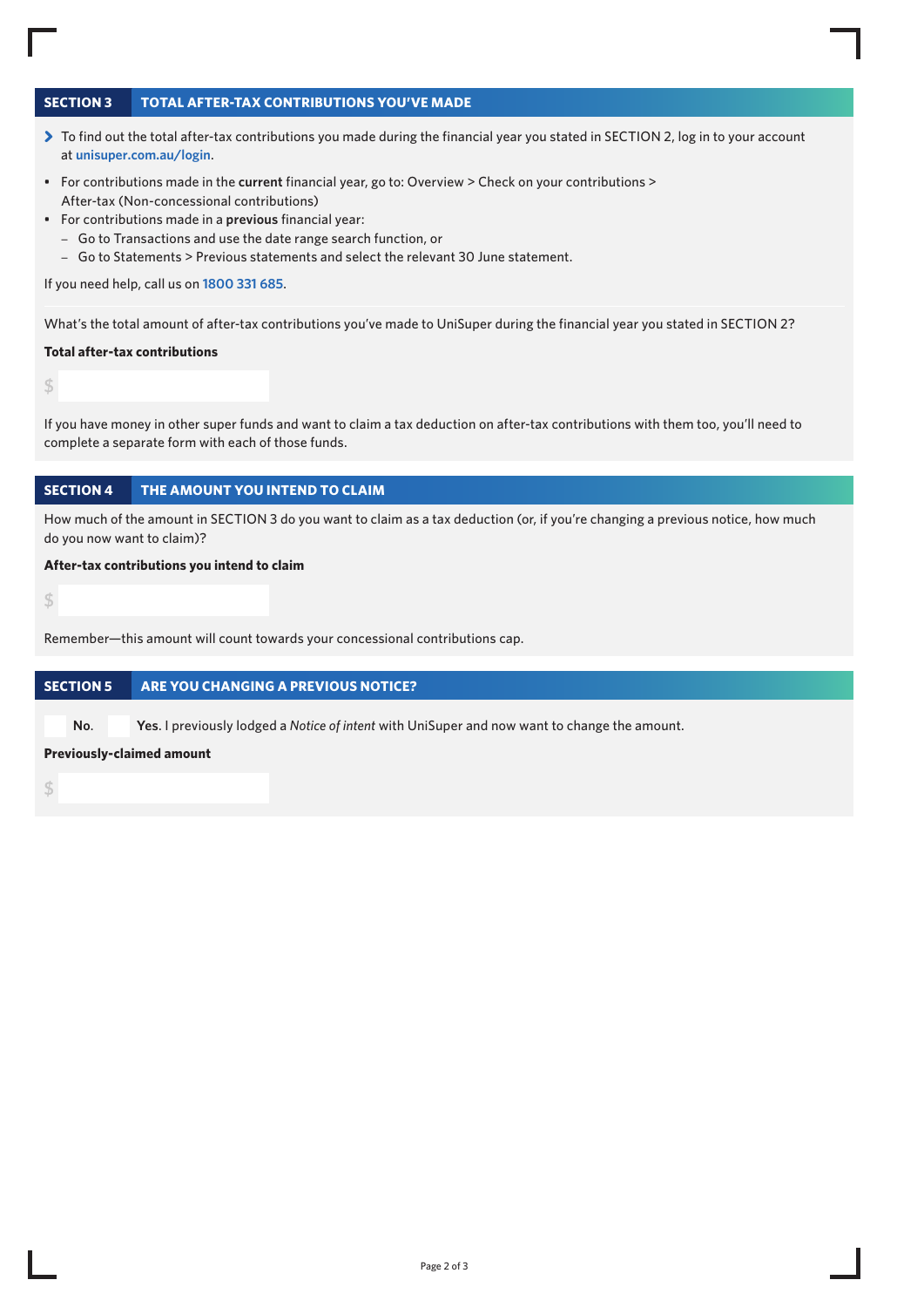## SECTION 3 TOTAL AFTER-TAX CONTRIBUTIONS YOU'VE MADE

> To find out the total after-tax contributions you made during the financial year you stated in SECTION 2, log in to your account at unisuper.com.au/login.

- For contributions made in the **current** financial year, go to: Overview > Check on your contributions > After-tax (Non-concessional contributions)
- For contributions made in a **previous** financial year:
  - Go to Transactions and use the date range search function, or
  - Go to Statements > Previous statements and select the relevant 30 June statement.

If you need help, call us on 1800 331 685.

What's the total amount of after-tax contributions you've made to UniSuper during the financial year you stated in SECTION 2?

**Total after-tax contributions**

$

If you have money in other super funds and want to claim a tax deduction on after-tax contributions with them too, you'll need to complete a separate form with each of those funds.

## SECTION 4 THE AMOUNT YOU INTEND TO CLAIM

How much of the amount in SECTION 3 do you want to claim as a tax deduction (or, if you're changing a previous notice, how much do you now want to claim)?

**After-tax contributions you intend to claim**

$

Remember—this amount will count towards your concessional contributions cap.

## SECTION 5 ARE YOU CHANGING A PREVIOUS NOTICE?

☐ **No.** ☐ **Yes.** I previously lodged a *Notice of intent* with UniSuper and now want to change the amount.

**Previously-claimed amount**

$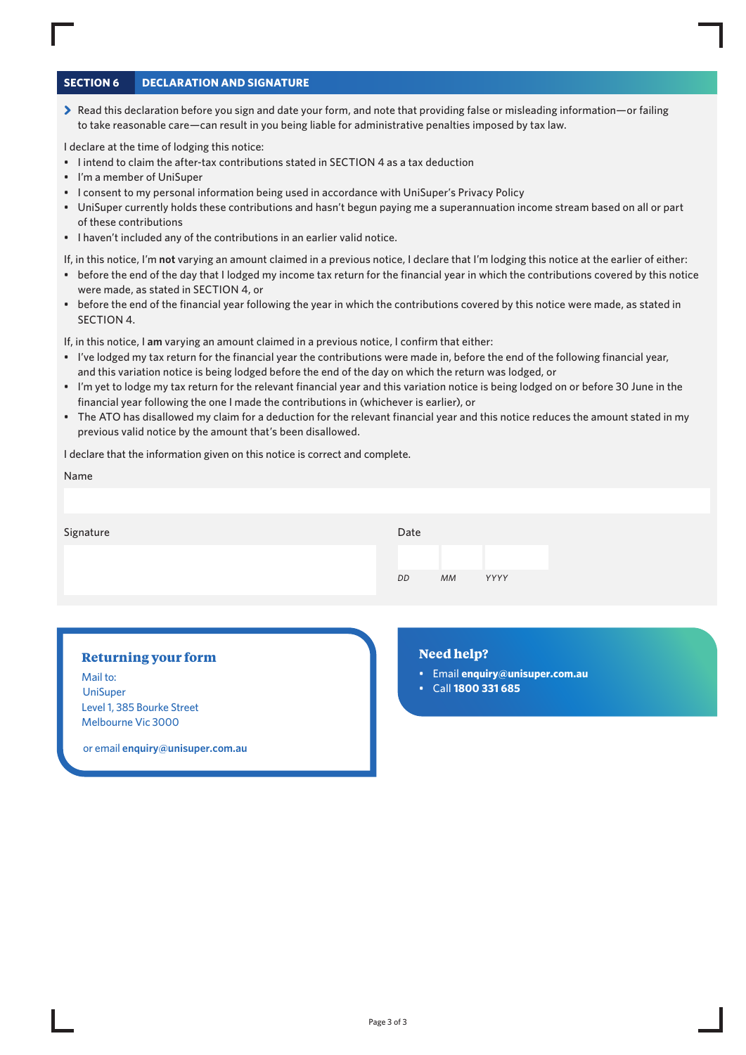## SECTION 6 DECLARATION AND SIGNATURE

> Read this declaration before you sign and date your form, and note that providing false or misleading information—or failing to take reasonable care—can result in you being liable for administrative penalties imposed by tax law.

I declare at the time of lodging this notice:

- I intend to claim the after-tax contributions stated in SECTION 4 as a tax deduction
- I'm a member of UniSuper
- I consent to my personal information being used in accordance with UniSuper's Privacy Policy
- UniSuper currently holds these contributions and hasn't begun paying me a superannuation income stream based on all or part of these contributions
- I haven't included any of the contributions in an earlier valid notice.

If, in this notice, I'm **not** varying an amount claimed in a previous notice, I declare that I'm lodging this notice at the earlier of either:

- before the end of the day that I lodged my income tax return for the financial year in which the contributions covered by this notice were made, as stated in SECTION 4, or
- before the end of the financial year following the year in which the contributions covered by this notice were made, as stated in SECTION 4.

If, in this notice, I **am** varying an amount claimed in a previous notice, I confirm that either:

- I've lodged my tax return for the financial year the contributions were made in, before the end of the following financial year, and this variation notice is being lodged before the end of the day on which the return was lodged, or
- I'm yet to lodge my tax return for the relevant financial year and this variation notice is being lodged on or before 30 June in the financial year following the one I made the contributions in (whichever is earlier), or
- The ATO has disallowed my claim for a deduction for the relevant financial year and this notice reduces the amount stated in my previous valid notice by the amount that's been disallowed.

I declare that the information given on this notice is correct and complete.

Name

Signature

Date

*DD* *MM* *YYYY*

### Returning your form

Mail to:
UniSuper
Level 1, 385 Bourke Street
Melbourne Vic 3000

or email **enquiry@unisuper.com.au**

### Need help?

- Email **enquiry@unisuper.com.au**
- Call **1800 331 685**